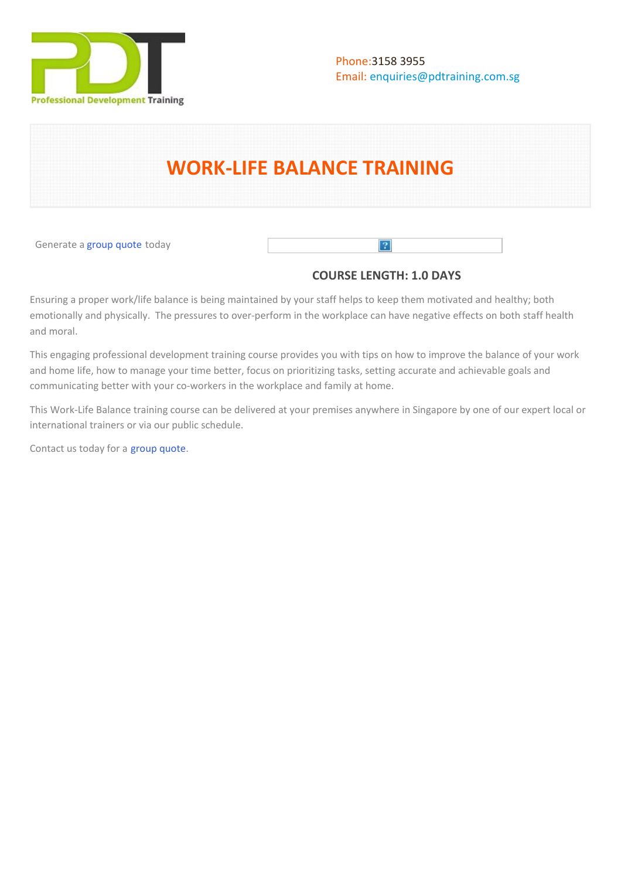Professional Development Training

Phone:3158 3955
Email: enquiries@pdtraining.com.sg

# WORK-LIFE BALANCE TRAINING

Generate a group quote today

### COURSE LENGTH: 1.0 DAYS

Ensuring a proper work/life balance is being maintained by your staff helps to keep them motivated and healthy; both emotionally and physically. The pressures to over-perform in the workplace can have negative effects on both staff health and moral.

This engaging professional development training course provides you with tips on how to improve the balance of your work and home life, how to manage your time better, focus on prioritizing tasks, setting accurate and achievable goals and communicating better with your co-workers in the workplace and family at home.

This Work-Life Balance training course can be delivered at your premises anywhere in Singapore by one of our expert local or international trainers or via our public schedule.

Contact us today for a group quote.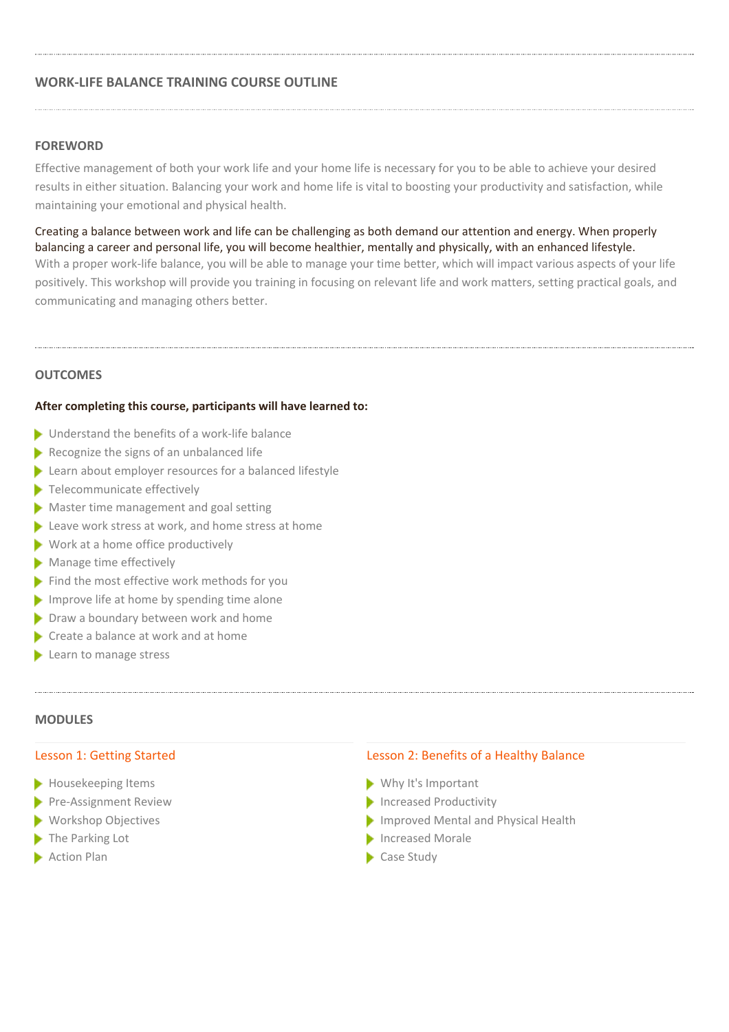## WORK-LIFE BALANCE TRAINING COURSE OUTLINE

### FOREWORD

Effective management of both your work life and your home life is necessary for you to be able to achieve your desired results in either situation. Balancing your work and home life is vital to boosting your productivity and satisfaction, while maintaining your emotional and physical health.

Creating a balance between work and life can be challenging as both demand our attention and energy. When properly balancing a career and personal life, you will become healthier, mentally and physically, with an enhanced lifestyle.
With a proper work-life balance, you will be able to manage your time better, which will impact various aspects of your life positively. This workshop will provide you training in focusing on relevant life and work matters, setting practical goals, and communicating and managing others better.

### OUTCOMES

**After completing this course, participants will have learned to:**

- Understand the benefits of a work-life balance
- Recognize the signs of an unbalanced life
- Learn about employer resources for a balanced lifestyle
- Telecommunicate effectively
- Master time management and goal setting
- Leave work stress at work, and home stress at home
- Work at a home office productively
- Manage time effectively
- Find the most effective work methods for you
- Improve life at home by spending time alone
- Draw a boundary between work and home
- Create a balance at work and at home
- Learn to manage stress

### MODULES

#### Lesson 1: Getting Started

- Housekeeping Items
- Pre-Assignment Review
- Workshop Objectives
- The Parking Lot
- Action Plan

#### Lesson 2: Benefits of a Healthy Balance

- Why It's Important
- Increased Productivity
- Improved Mental and Physical Health
- Increased Morale
- Case Study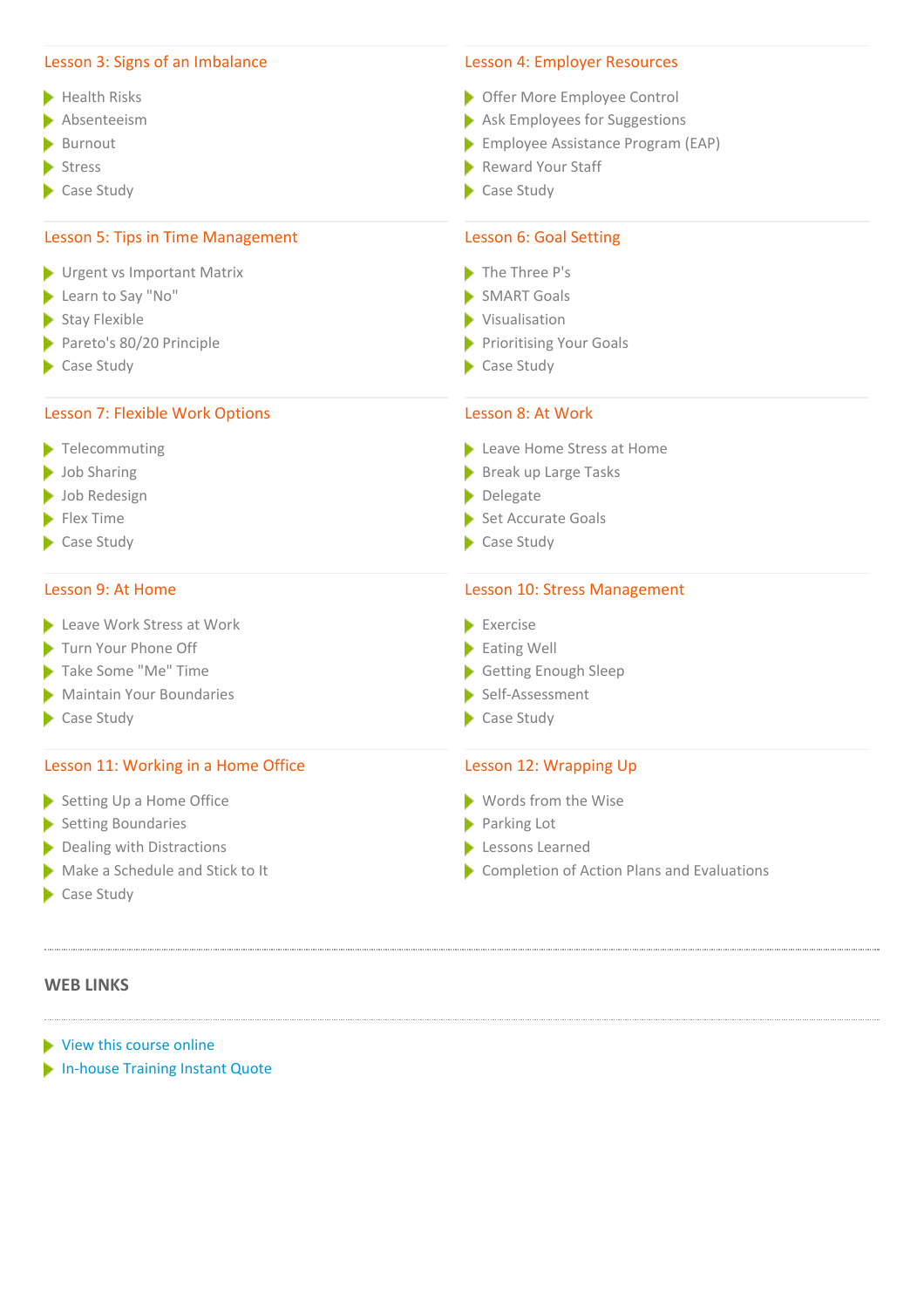### Lesson 3: Signs of an Imbalance

- Health Risks
- Absenteeism
- Burnout
- Stress
- Case Study

### Lesson 4: Employer Resources

- Offer More Employee Control
- Ask Employees for Suggestions
- Employee Assistance Program (EAP)
- Reward Your Staff
- Case Study

### Lesson 5: Tips in Time Management

- Urgent vs Important Matrix
- Learn to Say "No"
- Stay Flexible
- Pareto's 80/20 Principle
- Case Study

### Lesson 6: Goal Setting

- The Three P's
- SMART Goals
- Visualisation
- Prioritising Your Goals
- Case Study

### Lesson 7: Flexible Work Options

- Telecommuting
- Job Sharing
- Job Redesign
- Flex Time
- Case Study

### Lesson 8: At Work

- Leave Home Stress at Home
- Break up Large Tasks
- Delegate
- Set Accurate Goals
- Case Study

### Lesson 9: At Home

- Leave Work Stress at Work
- Turn Your Phone Off
- Take Some "Me" Time
- Maintain Your Boundaries
- Case Study

### Lesson 10: Stress Management

- Exercise
- Eating Well
- Getting Enough Sleep
- Self-Assessment
- Case Study

### Lesson 11: Working in a Home Office

- Setting Up a Home Office
- Setting Boundaries
- Dealing with Distractions
- Make a Schedule and Stick to It
- Case Study

### Lesson 12: Wrapping Up

- Words from the Wise
- Parking Lot
- Lessons Learned
- Completion of Action Plans and Evaluations

## WEB LINKS

- View this course online
- In-house Training Instant Quote